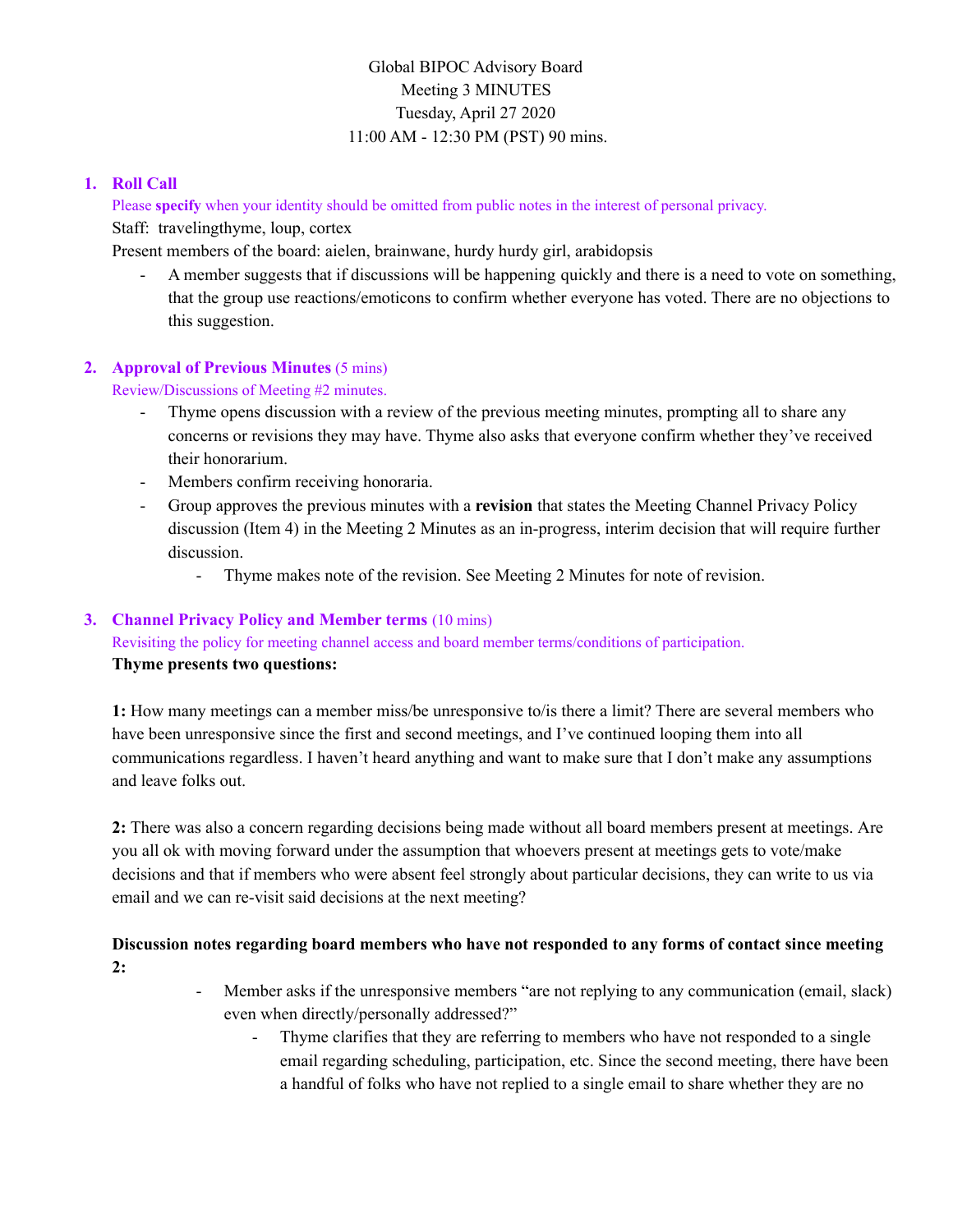Global BIPOC Advisory Board
Meeting 3 MINUTES
Tuesday, April 27 2020
11:00 AM - 12:30 PM (PST) 90 mins.

1. **Roll Call**

   Please **specify** when your identity should be omitted from public notes in the interest of personal privacy.

   Staff: travelingthyme, loup, cortex

   Present members of the board: aielen, brainwane, hurdy hurdy girl, arabidopsis

   - A member suggests that if discussions will be happening quickly and there is a need to vote on something, that the group use reactions/emoticons to confirm whether everyone has voted. There are no objections to this suggestion.

2. **Approval of Previous Minutes** (5 mins)

   Review/Discussions of Meeting #2 minutes.

   - Thyme opens discussion with a review of the previous meeting minutes, prompting all to share any concerns or revisions they may have. Thyme also asks that everyone confirm whether they've received their honorarium.
   - Members confirm receiving honoraria.
   - Group approves the previous minutes with a **revision** that states the Meeting Channel Privacy Policy discussion (Item 4) in the Meeting 2 Minutes as an in-progress, interim decision that will require further discussion.
     - Thyme makes note of the revision. See Meeting 2 Minutes for note of revision.

3. **Channel Privacy Policy and Member terms** (10 mins)

   Revisiting the policy for meeting channel access and board member terms/conditions of participation.

   **Thyme presents two questions:**

   **1:** How many meetings can a member miss/be unresponsive to/is there a limit? There are several members who have been unresponsive since the first and second meetings, and I've continued looping them into all communications regardless. I haven't heard anything and want to make sure that I don't make any assumptions and leave folks out.

   **2:** There was also a concern regarding decisions being made without all board members present at meetings. Are you all ok with moving forward under the assumption that whoevers present at meetings gets to vote/make decisions and that if members who were absent feel strongly about particular decisions, they can write to us via email and we can re-visit said decisions at the next meeting?

   **Discussion notes regarding board members who have not responded to any forms of contact since meeting 2:**

   - Member asks if the unresponsive members "are not replying to any communication (email, slack) even when directly/personally addressed?"
     - Thyme clarifies that they are referring to members who have not responded to a single email regarding scheduling, participation, etc. Since the second meeting, there have been a handful of folks who have not replied to a single email to share whether they are no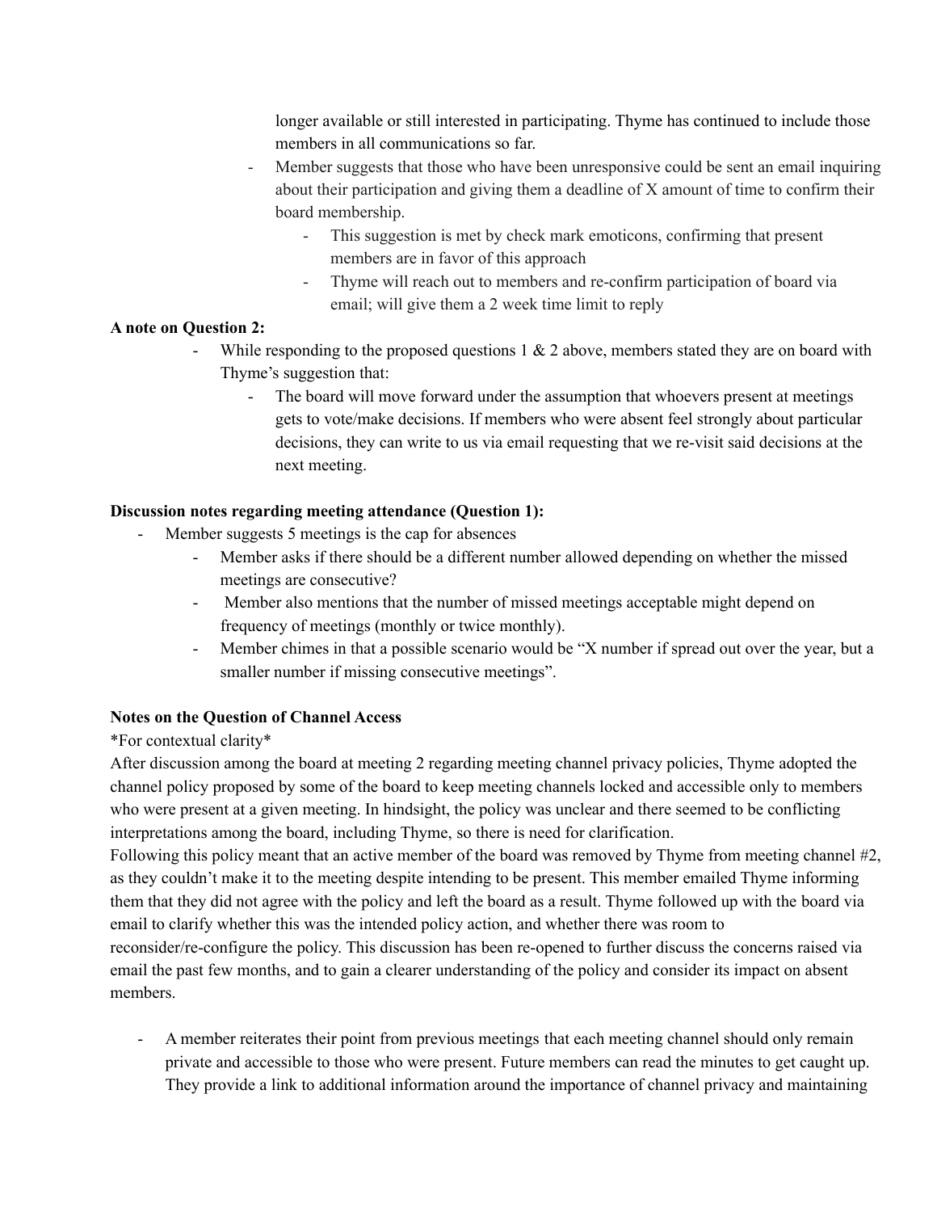longer available or still interested in participating. Thyme has continued to include those members in all communications so far.

- Member suggests that those who have been unresponsive could be sent an email inquiring about their participation and giving them a deadline of X amount of time to confirm their board membership.
    - This suggestion is met by check mark emoticons, confirming that present members are in favor of this approach
    - Thyme will reach out to members and re-confirm participation of board via email; will give them a 2 week time limit to reply

**A note on Question 2:**

- While responding to the proposed questions 1 & 2 above, members stated they are on board with Thyme's suggestion that:
    - The board will move forward under the assumption that whoevers present at meetings gets to vote/make decisions. If members who were absent feel strongly about particular decisions, they can write to us via email requesting that we re-visit said decisions at the next meeting.

**Discussion notes regarding meeting attendance (Question 1):**

- Member suggests 5 meetings is the cap for absences
    - Member asks if there should be a different number allowed depending on whether the missed meetings are consecutive?
    - Member also mentions that the number of missed meetings acceptable might depend on frequency of meetings (monthly or twice monthly).
    - Member chimes in that a possible scenario would be "X number if spread out over the year, but a smaller number if missing consecutive meetings".

**Notes on the Question of Channel Access**

*For contextual clarity*

After discussion among the board at meeting 2 regarding meeting channel privacy policies, Thyme adopted the channel policy proposed by some of the board to keep meeting channels locked and accessible only to members who were present at a given meeting. In hindsight, the policy was unclear and there seemed to be conflicting interpretations among the board, including Thyme, so there is need for clarification.

Following this policy meant that an active member of the board was removed by Thyme from meeting channel #2, as they couldn't make it to the meeting despite intending to be present. This member emailed Thyme informing them that they did not agree with the policy and left the board as a result. Thyme followed up with the board via email to clarify whether this was the intended policy action, and whether there was room to reconsider/re-configure the policy. This discussion has been re-opened to further discuss the concerns raised via email the past few months, and to gain a clearer understanding of the policy and consider its impact on absent members.

- A member reiterates their point from previous meetings that each meeting channel should only remain private and accessible to those who were present. Future members can read the minutes to get caught up. They provide a link to additional information around the importance of channel privacy and maintaining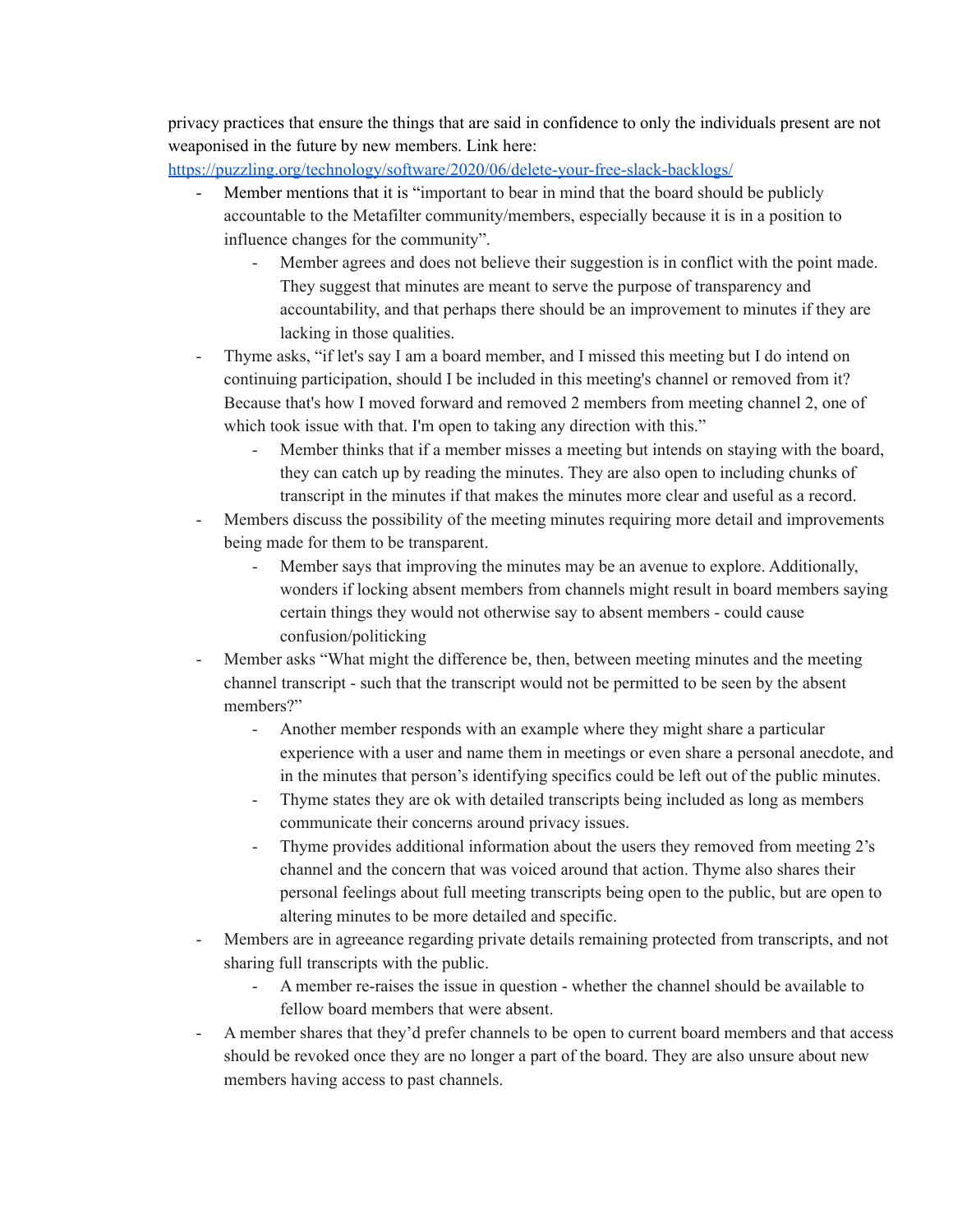privacy practices that ensure the things that are said in confidence to only the individuals present are not weaponised in the future by new members. Link here: [https://puzzling.org/technology/software/2020/06/delete-your-free-slack-backlogs/](https://puzzling.org/technology/software/2020/06/delete-your-free-slack-backlogs/)

- Member mentions that it is "important to bear in mind that the board should be publicly accountable to the Metafilter community/members, especially because it is in a position to influence changes for the community".
    - Member agrees and does not believe their suggestion is in conflict with the point made. They suggest that minutes are meant to serve the purpose of transparency and accountability, and that perhaps there should be an improvement to minutes if they are lacking in those qualities.
- Thyme asks, "if let's say I am a board member, and I missed this meeting but I do intend on continuing participation, should I be included in this meeting's channel or removed from it? Because that's how I moved forward and removed 2 members from meeting channel 2, one of which took issue with that. I'm open to taking any direction with this."
    - Member thinks that if a member misses a meeting but intends on staying with the board, they can catch up by reading the minutes. They are also open to including chunks of transcript in the minutes if that makes the minutes more clear and useful as a record.
- Members discuss the possibility of the meeting minutes requiring more detail and improvements being made for them to be transparent.
    - Member says that improving the minutes may be an avenue to explore. Additionally, wonders if locking absent members from channels might result in board members saying certain things they would not otherwise say to absent members - could cause confusion/politicking
- Member asks "What might the difference be, then, between meeting minutes and the meeting channel transcript - such that the transcript would not be permitted to be seen by the absent members?"
    - Another member responds with an example where they might share a particular experience with a user and name them in meetings or even share a personal anecdote, and in the minutes that person's identifying specifics could be left out of the public minutes.
    - Thyme states they are ok with detailed transcripts being included as long as members communicate their concerns around privacy issues.
    - Thyme provides additional information about the users they removed from meeting 2's channel and the concern that was voiced around that action. Thyme also shares their personal feelings about full meeting transcripts being open to the public, but are open to altering minutes to be more detailed and specific.
- Members are in agreeance regarding private details remaining protected from transcripts, and not sharing full transcripts with the public.
    - A member re-raises the issue in question - whether the channel should be available to fellow board members that were absent.
- A member shares that they'd prefer channels to be open to current board members and that access should be revoked once they are no longer a part of the board. They are also unsure about new members having access to past channels.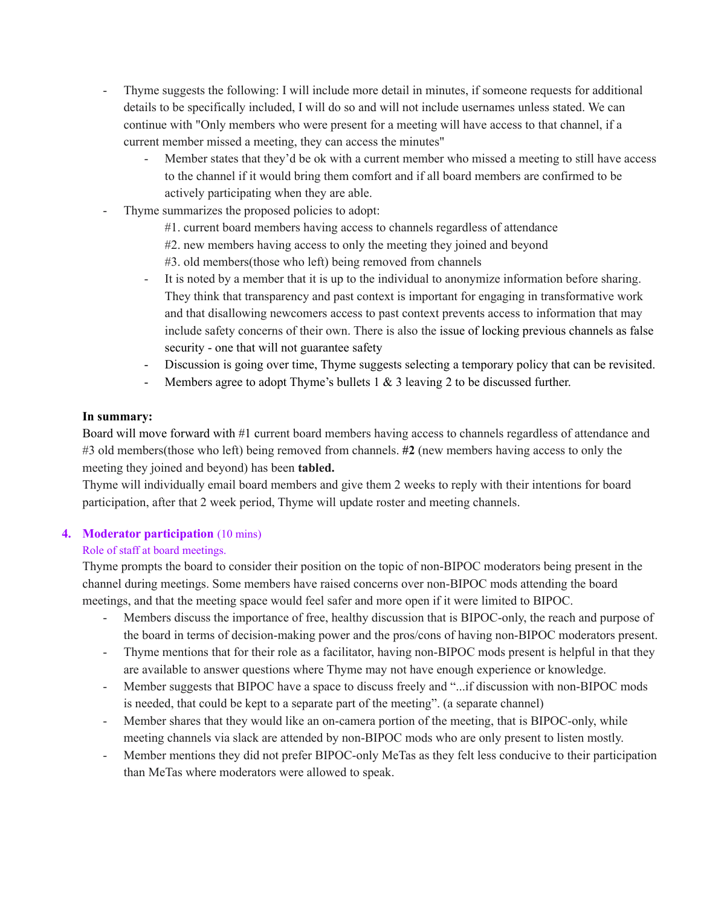- Thyme suggests the following: I will include more detail in minutes, if someone requests for additional details to be specifically included, I will do so and will not include usernames unless stated. We can continue with "Only members who were present for a meeting will have access to that channel, if a current member missed a meeting, they can access the minutes"
    - Member states that they'd be ok with a current member who missed a meeting to still have access to the channel if it would bring them comfort and if all board members are confirmed to be actively participating when they are able.
- Thyme summarizes the proposed policies to adopt:
    - #1. current board members having access to channels regardless of attendance
    - #2. new members having access to only the meeting they joined and beyond
    - #3. old members(those who left) being removed from channels
    - It is noted by a member that it is up to the individual to anonymize information before sharing. They think that transparency and past context is important for engaging in transformative work and that disallowing newcomers access to past context prevents access to information that may include safety concerns of their own. There is also the issue of locking previous channels as false security - one that will not guarantee safety
    - Discussion is going over time, Thyme suggests selecting a temporary policy that can be revisited.
    - Members agree to adopt Thyme's bullets 1 & 3 leaving 2 to be discussed further.

**In summary:**

Board will move forward with #1 current board members having access to channels regardless of attendance and #3 old members(those who left) being removed from channels. **#2** (new members having access to only the meeting they joined and beyond) has been **tabled.**

Thyme will individually email board members and give them 2 weeks to reply with their intentions for board participation, after that 2 week period, Thyme will update roster and meeting channels.

4. **Moderator participation** (10 mins)

Role of staff at board meetings.

Thyme prompts the board to consider their position on the topic of non-BIPOC moderators being present in the channel during meetings. Some members have raised concerns over non-BIPOC mods attending the board meetings, and that the meeting space would feel safer and more open if it were limited to BIPOC.

- Members discuss the importance of free, healthy discussion that is BIPOC-only, the reach and purpose of the board in terms of decision-making power and the pros/cons of having non-BIPOC moderators present.
- Thyme mentions that for their role as a facilitator, having non-BIPOC mods present is helpful in that they are available to answer questions where Thyme may not have enough experience or knowledge.
- Member suggests that BIPOC have a space to discuss freely and "...if discussion with non-BIPOC mods is needed, that could be kept to a separate part of the meeting". (a separate channel)
- Member shares that they would like an on-camera portion of the meeting, that is BIPOC-only, while meeting channels via slack are attended by non-BIPOC mods who are only present to listen mostly.
- Member mentions they did not prefer BIPOC-only MeTas as they felt less conducive to their participation than MeTas where moderators were allowed to speak.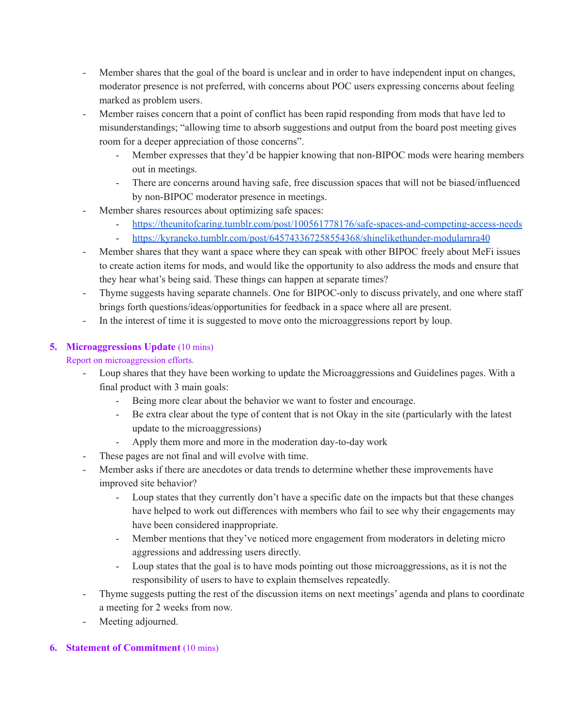- Member shares that the goal of the board is unclear and in order to have independent input on changes, moderator presence is not preferred, with concerns about POC users expressing concerns about feeling marked as problem users.
- Member raises concern that a point of conflict has been rapid responding from mods that have led to misunderstandings; "allowing time to absorb suggestions and output from the board post meeting gives room for a deeper appreciation of those concerns".
    - Member expresses that they'd be happier knowing that non-BIPOC mods were hearing members out in meetings.
    - There are concerns around having safe, free discussion spaces that will not be biased/influenced by non-BIPOC moderator presence in meetings.
- Member shares resources about optimizing safe spaces:
    - [https://theunitofcaring.tumblr.com/post/100561778176/safe-spaces-and-competing-access-needs](https://theunitofcaring.tumblr.com/post/100561778176/safe-spaces-and-competing-access-needs)
    - [https://kyraneko.tumblr.com/post/645743367258554368/shinelikethunder-modularnra40](https://kyraneko.tumblr.com/post/645743367258554368/shinelikethunder-modularnra40)
- Member shares that they want a space where they can speak with other BIPOC freely about MeFi issues to create action items for mods, and would like the opportunity to also address the mods and ensure that they hear what's being said. These things can happen at separate times?
- Thyme suggests having separate channels. One for BIPOC-only to discuss privately, and one where staff brings forth questions/ideas/opportunities for feedback in a space where all are present.
- In the interest of time it is suggested to move onto the microaggressions report by loup.

## 5. Microaggressions Update (10 mins)

Report on microaggression efforts.

- Loup shares that they have been working to update the Microaggressions and Guidelines pages. With a final product with 3 main goals:
    - Being more clear about the behavior we want to foster and encourage.
    - Be extra clear about the type of content that is not Okay in the site (particularly with the latest update to the microaggressions)
    - Apply them more and more in the moderation day-to-day work
- These pages are not final and will evolve with time.
- Member asks if there are anecdotes or data trends to determine whether these improvements have improved site behavior?
    - Loup states that they currently don't have a specific date on the impacts but that these changes have helped to work out differences with members who fail to see why their engagements may have been considered inappropriate.
    - Member mentions that they've noticed more engagement from moderators in deleting micro aggressions and addressing users directly.
    - Loup states that the goal is to have mods pointing out those microaggressions, as it is not the responsibility of users to have to explain themselves repeatedly.
- Thyme suggests putting the rest of the discussion items on next meetings' agenda and plans to coordinate a meeting for 2 weeks from now.
- Meeting adjourned.

## 6. Statement of Commitment (10 mins)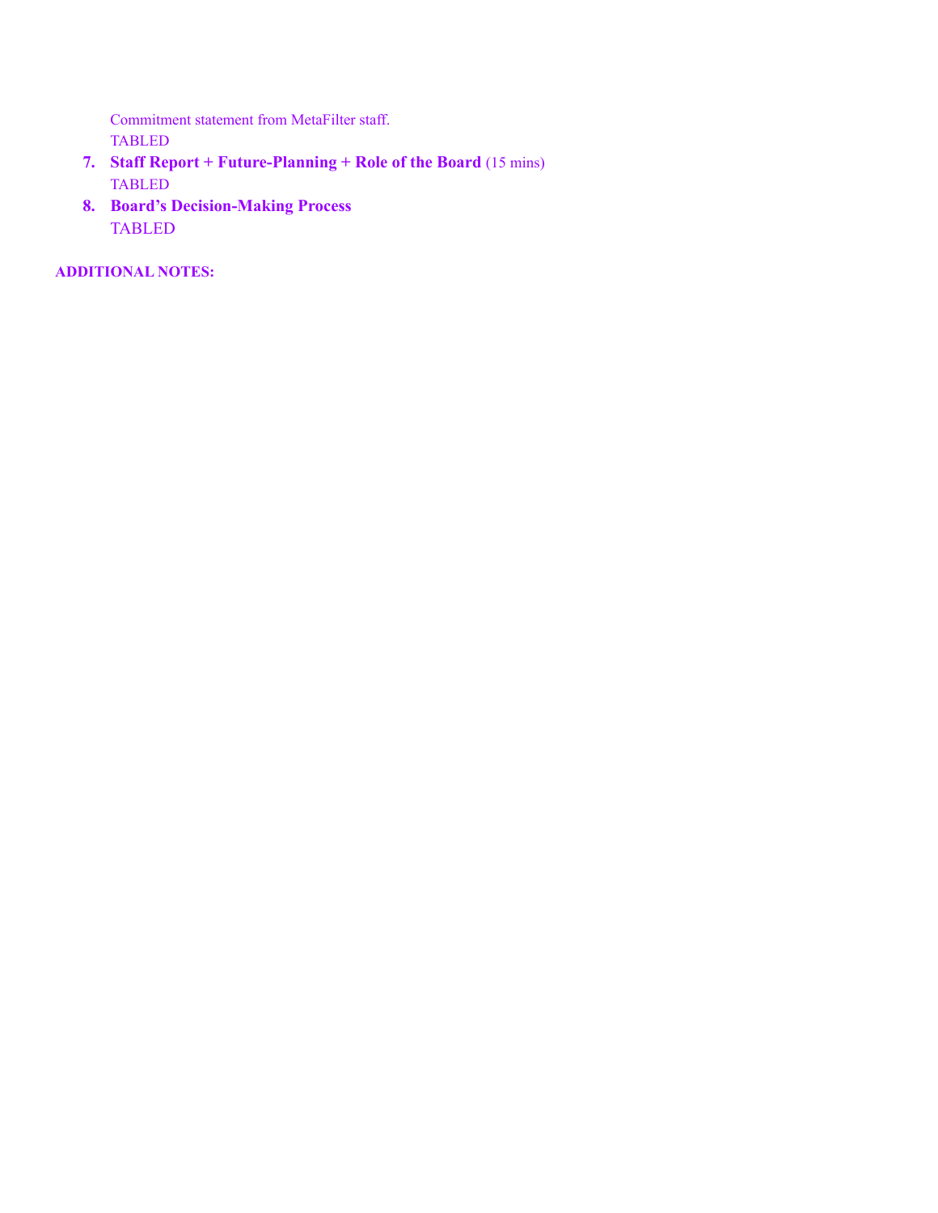Commitment statement from MetaFilter staff.
TABLED

7. **Staff Report + Future-Planning + Role of the Board** (15 mins)
   TABLED
8. **Board's Decision-Making Process**
   TABLED

**ADDITIONAL NOTES:**